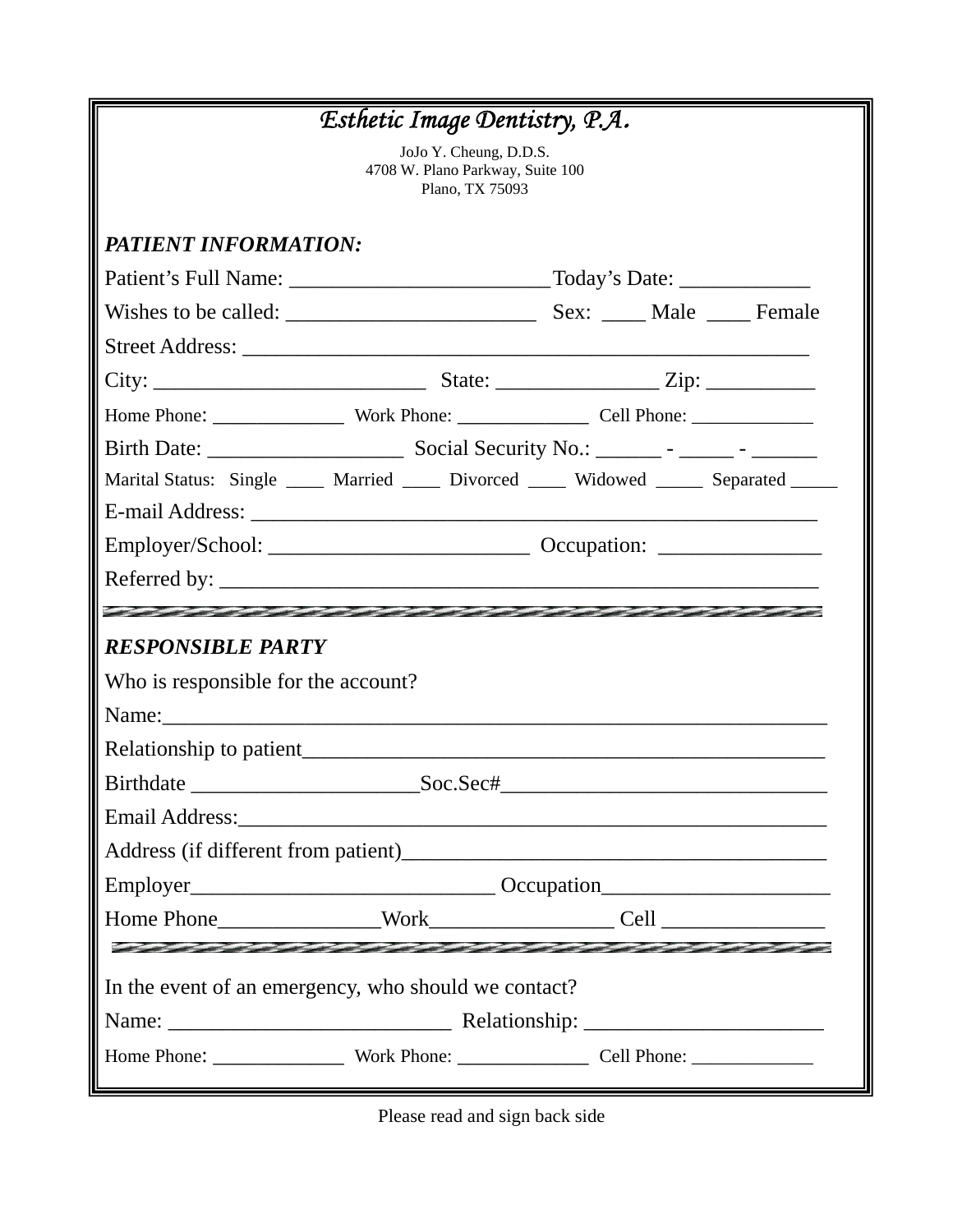# *Esthetic Image Dentistry, P.A.*

JoJo Y. Cheung, D.D.S.
4708 W. Plano Parkway, Suite 100
Plano, TX 75093

***PATIENT INFORMATION:***

Patient's Full Name: ________________________Today's Date: ____________

Wishes to be called: _______________________ Sex: ____ Male ____ Female

Street Address: _____________________________________________________

City: _________________________ State: _______________ Zip: __________

Home Phone: ______________ Work Phone: ______________ Cell Phone: _____________

Birth Date: __________________ Social Security No.: ______ - _____ - ______

Marital Status: Single ____ Married ____ Divorced ____ Widowed _____ Separated _____

E-mail Address: ______________________________________________________

Employer/School: ________________________ Occupation: _______________

Referred by: _________________________________________________________

---

***RESPONSIBLE PARTY***

Who is responsible for the account?

Name:_______________________________________________________________

Relationship to patient_________________________________________________

Birthdate ____________________Soc.Sec#______________________________

Email Address:________________________________________________________

Address (if different from patient)_______________________________________

Employer____________________________ Occupation_____________________

Home Phone_______________Work_________________ Cell _______________

---

In the event of an emergency, who should we contact?

Name: __________________________ Relationship: ______________________

Home Phone: ______________ Work Phone: ______________ Cell Phone: _____________

Please read and sign back side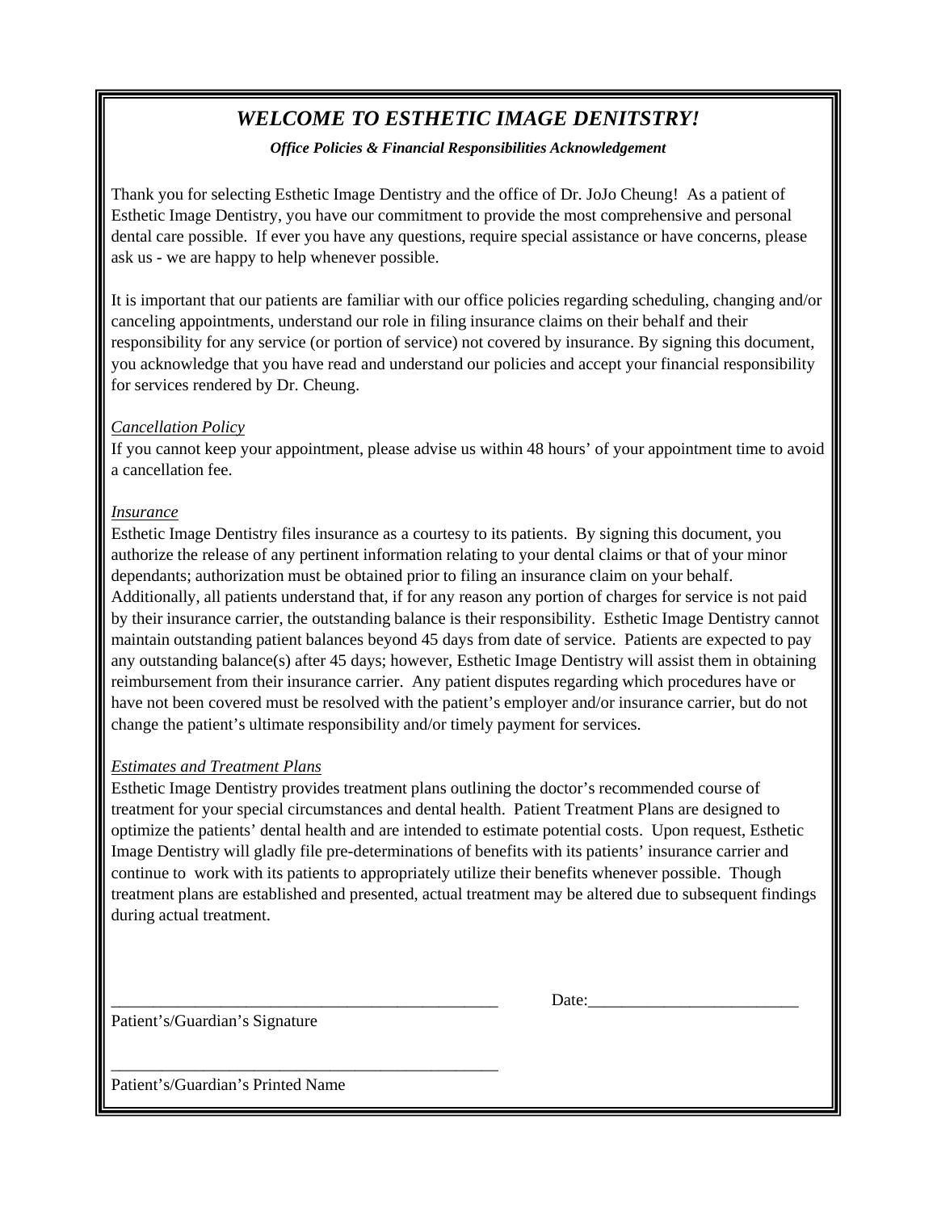# *WELCOME TO ESTHETIC IMAGE DENITSTRY!*

***Office Policies & Financial Responsibilities Acknowledgement***

Thank you for selecting Esthetic Image Dentistry and the office of Dr. JoJo Cheung! As a patient of Esthetic Image Dentistry, you have our commitment to provide the most comprehensive and personal dental care possible. If ever you have any questions, require special assistance or have concerns, please ask us - we are happy to help whenever possible.

It is important that our patients are familiar with our office policies regarding scheduling, changing and/or canceling appointments, understand our role in filing insurance claims on their behalf and their responsibility for any service (or portion of service) not covered by insurance. By signing this document, you acknowledge that you have read and understand our policies and accept your financial responsibility for services rendered by Dr. Cheung.

*Cancellation Policy*

If you cannot keep your appointment, please advise us within 48 hours' of your appointment time to avoid a cancellation fee.

*Insurance*

Esthetic Image Dentistry files insurance as a courtesy to its patients. By signing this document, you authorize the release of any pertinent information relating to your dental claims or that of your minor dependants; authorization must be obtained prior to filing an insurance claim on your behalf. Additionally, all patients understand that, if for any reason any portion of charges for service is not paid by their insurance carrier, the outstanding balance is their responsibility. Esthetic Image Dentistry cannot maintain outstanding patient balances beyond 45 days from date of service. Patients are expected to pay any outstanding balance(s) after 45 days; however, Esthetic Image Dentistry will assist them in obtaining reimbursement from their insurance carrier. Any patient disputes regarding which procedures have or have not been covered must be resolved with the patient's employer and/or insurance carrier, but do not change the patient's ultimate responsibility and/or timely payment for services.

*Estimates and Treatment Plans*

Esthetic Image Dentistry provides treatment plans outlining the doctor's recommended course of treatment for your special circumstances and dental health. Patient Treatment Plans are designed to optimize the patients' dental health and are intended to estimate potential costs. Upon request, Esthetic Image Dentistry will gladly file pre-determinations of benefits with its patients' insurance carrier and continue to work with its patients to appropriately utilize their benefits whenever possible. Though treatment plans are established and presented, actual treatment may be altered due to subsequent findings during actual treatment.

_______________________________________________ Date:_________________________

Patient's/Guardian's Signature

_______________________________________________

Patient's/Guardian's Printed Name